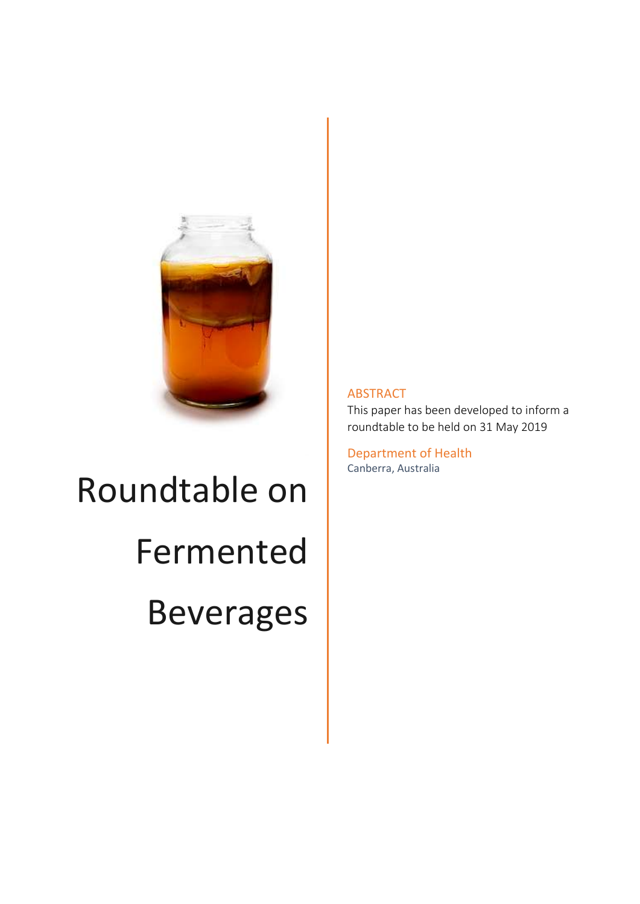# Roundtable on Fermented Beverages

ABSTRACT

This paper has been developed to inform a roundtable to be held on 31 May 2019

Department of Health

Canberra, Australia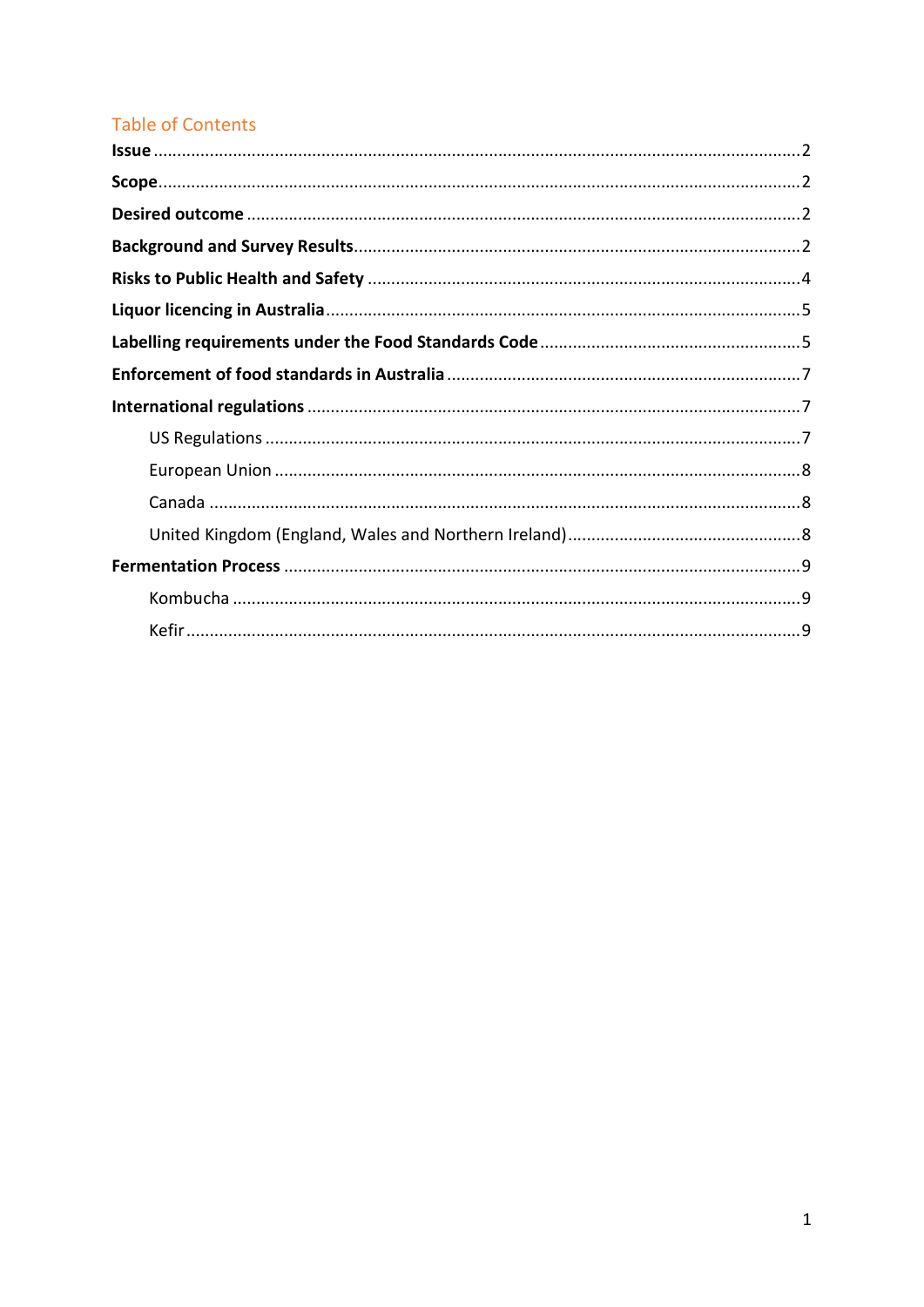## Table of Contents

**Issue** ........................................................................................................................................2

**Scope** .......................................................................................................................................2

**Desired outcome** .....................................................................................................................2

**Background and Survey Results** .............................................................................................2

**Risks to Public Health and Safety** ...........................................................................................4

**Liquor licencing in Australia** ....................................................................................................5

**Labelling requirements under the Food Standards Code** .......................................................5

**Enforcement of food standards in Australia** ...........................................................................7

**International regulations** ........................................................................................................7

- US Regulations ..................................................................................................................7
- European Union ................................................................................................................8
- Canada ..............................................................................................................................8
- United Kingdom (England, Wales and Northern Ireland) ..................................................8

**Fermentation Process** .............................................................................................................9

- Kombucha .........................................................................................................................9
- Kefir ..................................................................................................................................9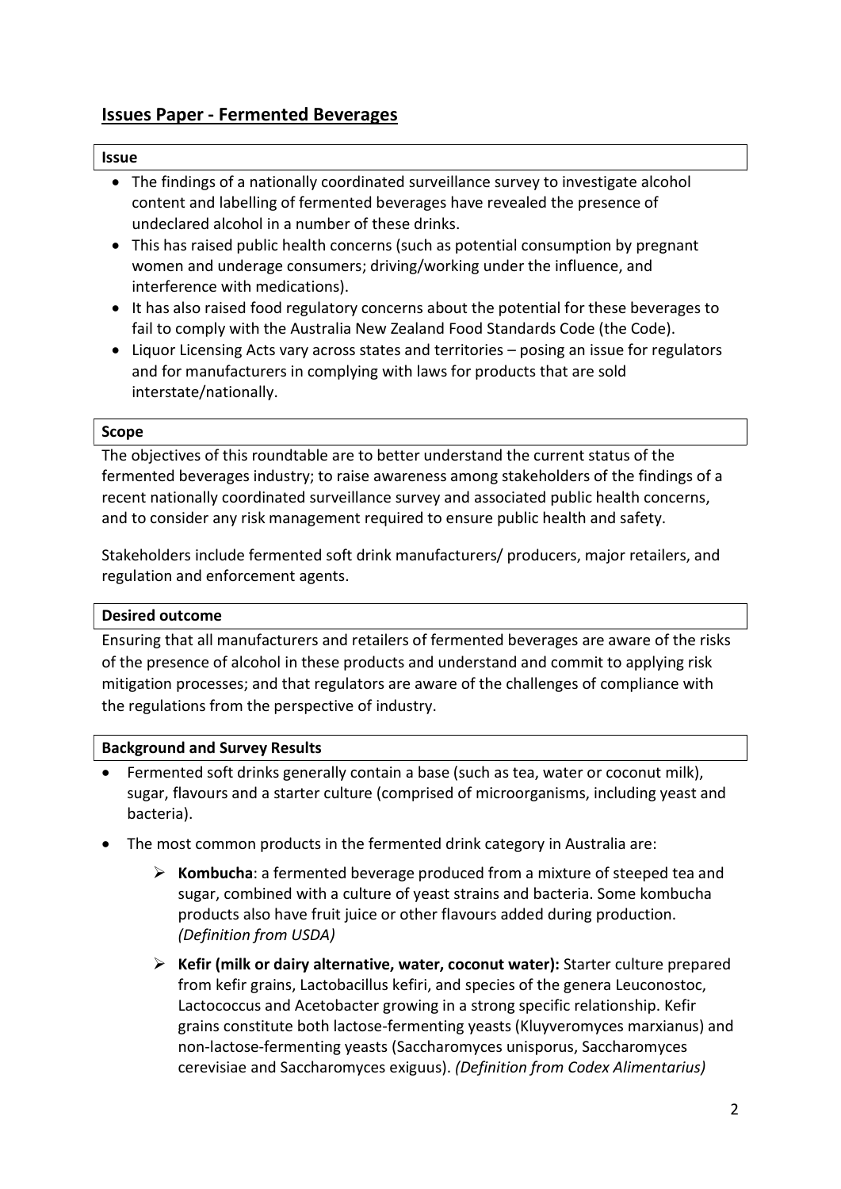## Issues Paper - Fermented Beverages

**Issue**

- The findings of a nationally coordinated surveillance survey to investigate alcohol content and labelling of fermented beverages have revealed the presence of undeclared alcohol in a number of these drinks.
- This has raised public health concerns (such as potential consumption by pregnant women and underage consumers; driving/working under the influence, and interference with medications).
- It has also raised food regulatory concerns about the potential for these beverages to fail to comply with the Australia New Zealand Food Standards Code (the Code).
- Liquor Licensing Acts vary across states and territories – posing an issue for regulators and for manufacturers in complying with laws for products that are sold interstate/nationally.

**Scope**

The objectives of this roundtable are to better understand the current status of the fermented beverages industry; to raise awareness among stakeholders of the findings of a recent nationally coordinated surveillance survey and associated public health concerns, and to consider any risk management required to ensure public health and safety.

Stakeholders include fermented soft drink manufacturers/ producers, major retailers, and regulation and enforcement agents.

**Desired outcome**

Ensuring that all manufacturers and retailers of fermented beverages are aware of the risks of the presence of alcohol in these products and understand and commit to applying risk mitigation processes; and that regulators are aware of the challenges of compliance with the regulations from the perspective of industry.

**Background and Survey Results**

- Fermented soft drinks generally contain a base (such as tea, water or coconut milk), sugar, flavours and a starter culture (comprised of microorganisms, including yeast and bacteria).
- The most common products in the fermented drink category in Australia are:
  - **Kombucha**: a fermented beverage produced from a mixture of steeped tea and sugar, combined with a culture of yeast strains and bacteria. Some kombucha products also have fruit juice or other flavours added during production. *(Definition from USDA)*
  - **Kefir (milk or dairy alternative, water, coconut water):** Starter culture prepared from kefir grains, Lactobacillus kefiri, and species of the genera Leuconostoc, Lactococcus and Acetobacter growing in a strong specific relationship. Kefir grains constitute both lactose-fermenting yeasts (Kluyveromyces marxianus) and non-lactose-fermenting yeasts (Saccharomyces unisporus, Saccharomyces cerevisiae and Saccharomyces exiguus). *(Definition from Codex Alimentarius)*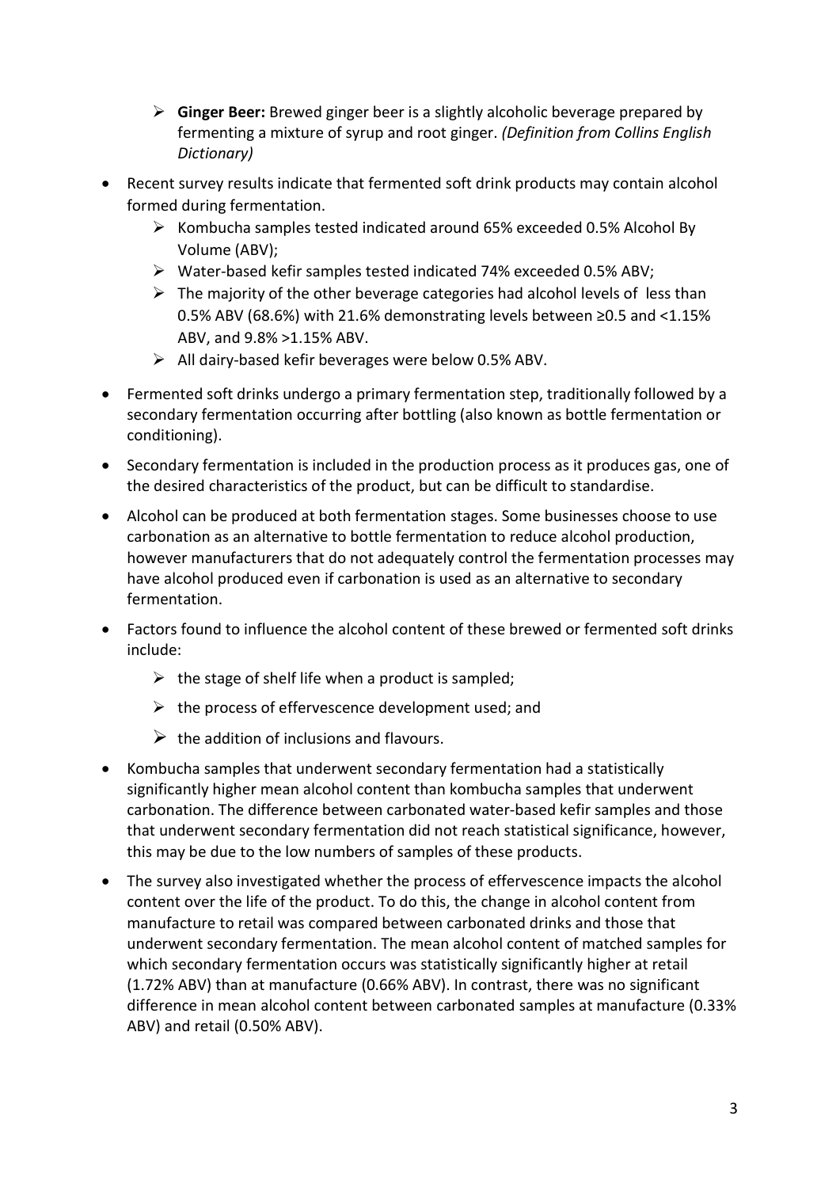- **Ginger Beer:** Brewed ginger beer is a slightly alcoholic beverage prepared by fermenting a mixture of syrup and root ginger. *(Definition from Collins English Dictionary)*

- Recent survey results indicate that fermented soft drink products may contain alcohol formed during fermentation.
    - Kombucha samples tested indicated around 65% exceeded 0.5% Alcohol By Volume (ABV);
    - Water-based kefir samples tested indicated 74% exceeded 0.5% ABV;
    - The majority of the other beverage categories had alcohol levels of less than 0.5% ABV (68.6%) with 21.6% demonstrating levels between ≥0.5 and <1.15% ABV, and 9.8% >1.15% ABV.
    - All dairy-based kefir beverages were below 0.5% ABV.
- Fermented soft drinks undergo a primary fermentation step, traditionally followed by a secondary fermentation occurring after bottling (also known as bottle fermentation or conditioning).
- Secondary fermentation is included in the production process as it produces gas, one of the desired characteristics of the product, but can be difficult to standardise.
- Alcohol can be produced at both fermentation stages. Some businesses choose to use carbonation as an alternative to bottle fermentation to reduce alcohol production, however manufacturers that do not adequately control the fermentation processes may have alcohol produced even if carbonation is used as an alternative to secondary fermentation.
- Factors found to influence the alcohol content of these brewed or fermented soft drinks include:
    - the stage of shelf life when a product is sampled;
    - the process of effervescence development used; and
    - the addition of inclusions and flavours.
- Kombucha samples that underwent secondary fermentation had a statistically significantly higher mean alcohol content than kombucha samples that underwent carbonation. The difference between carbonated water-based kefir samples and those that underwent secondary fermentation did not reach statistical significance, however, this may be due to the low numbers of samples of these products.
- The survey also investigated whether the process of effervescence impacts the alcohol content over the life of the product. To do this, the change in alcohol content from manufacture to retail was compared between carbonated drinks and those that underwent secondary fermentation. The mean alcohol content of matched samples for which secondary fermentation occurs was statistically significantly higher at retail (1.72% ABV) than at manufacture (0.66% ABV). In contrast, there was no significant difference in mean alcohol content between carbonated samples at manufacture (0.33% ABV) and retail (0.50% ABV).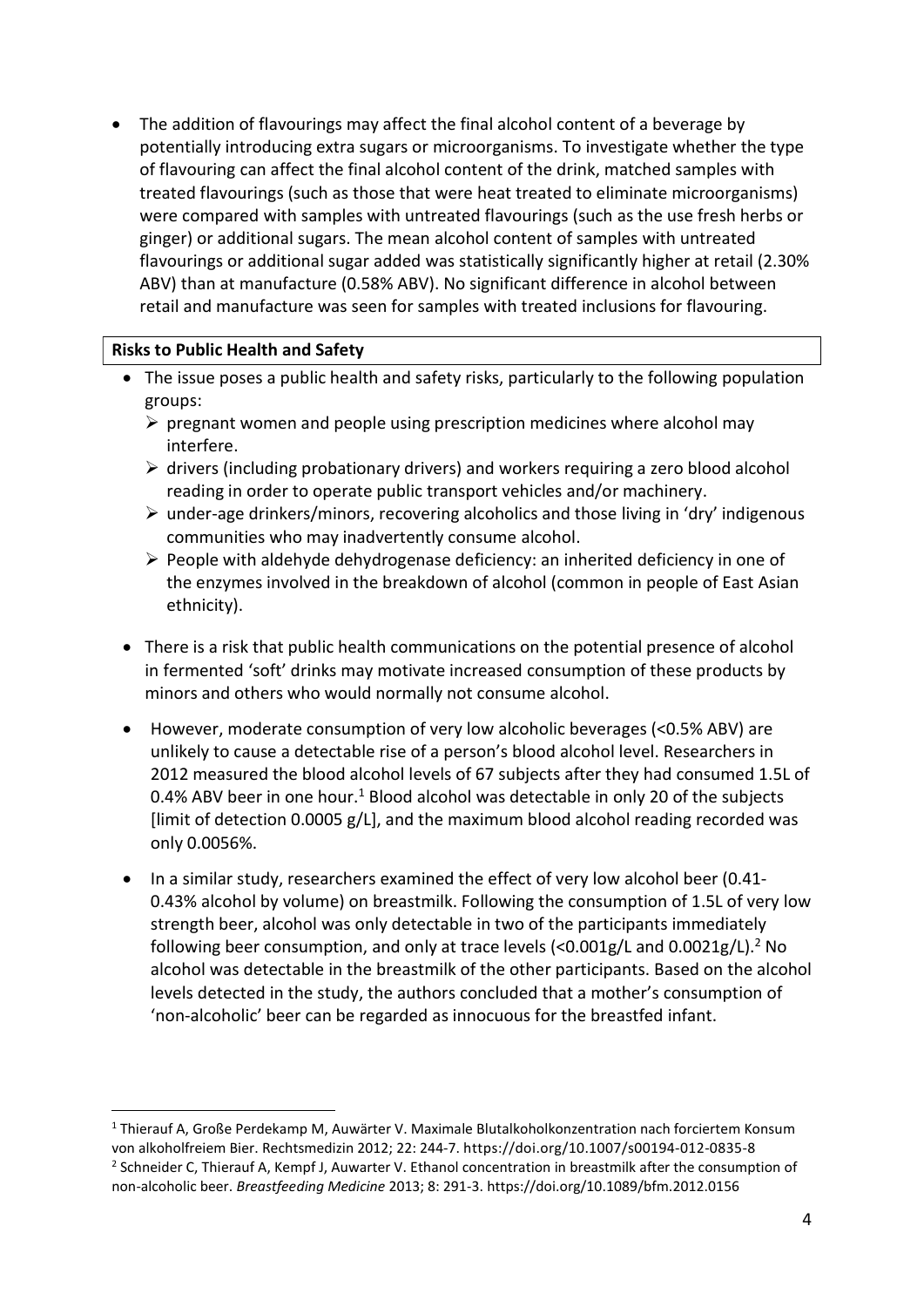- The addition of flavourings may affect the final alcohol content of a beverage by potentially introducing extra sugars or microorganisms. To investigate whether the type of flavouring can affect the final alcohol content of the drink, matched samples with treated flavourings (such as those that were heat treated to eliminate microorganisms) were compared with samples with untreated flavourings (such as the use fresh herbs or ginger) or additional sugars. The mean alcohol content of samples with untreated flavourings or additional sugar added was statistically significantly higher at retail (2.30% ABV) than at manufacture (0.58% ABV). No significant difference in alcohol between retail and manufacture was seen for samples with treated inclusions for flavouring.

**Risks to Public Health and Safety**

- The issue poses a public health and safety risks, particularly to the following population groups:
  - pregnant women and people using prescription medicines where alcohol may interfere.
  - drivers (including probationary drivers) and workers requiring a zero blood alcohol reading in order to operate public transport vehicles and/or machinery.
  - under-age drinkers/minors, recovering alcoholics and those living in 'dry' indigenous communities who may inadvertently consume alcohol.
  - People with aldehyde dehydrogenase deficiency: an inherited deficiency in one of the enzymes involved in the breakdown of alcohol (common in people of East Asian ethnicity).
- There is a risk that public health communications on the potential presence of alcohol in fermented 'soft' drinks may motivate increased consumption of these products by minors and others who would normally not consume alcohol.
- However, moderate consumption of very low alcoholic beverages (<0.5% ABV) are unlikely to cause a detectable rise of a person's blood alcohol level. Researchers in 2012 measured the blood alcohol levels of 67 subjects after they had consumed 1.5L of 0.4% ABV beer in one hour.[1] Blood alcohol was detectable in only 20 of the subjects [limit of detection 0.0005 g/L], and the maximum blood alcohol reading recorded was only 0.0056%.
- In a similar study, researchers examined the effect of very low alcohol beer (0.41-0.43% alcohol by volume) on breastmilk. Following the consumption of 1.5L of very low strength beer, alcohol was only detectable in two of the participants immediately following beer consumption, and only at trace levels (<0.001g/L and 0.0021g/L).[2] No alcohol was detectable in the breastmilk of the other participants. Based on the alcohol levels detected in the study, the authors concluded that a mother's consumption of 'non-alcoholic' beer can be regarded as innocuous for the breastfed infant.

---

[1] Thierauf A, Große Perdekamp M, Auwärter V. Maximale Blutalkoholkonzentration nach forciertem Konsum von alkoholfreiem Bier. Rechtsmedizin 2012; 22: 244-7. https://doi.org/10.1007/s00194-012-0835-8

[2] Schneider C, Thierauf A, Kempf J, Auwarter V. Ethanol concentration in breastmilk after the consumption of non-alcoholic beer. *Breastfeeding Medicine* 2013; 8: 291-3. https://doi.org/10.1089/bfm.2012.0156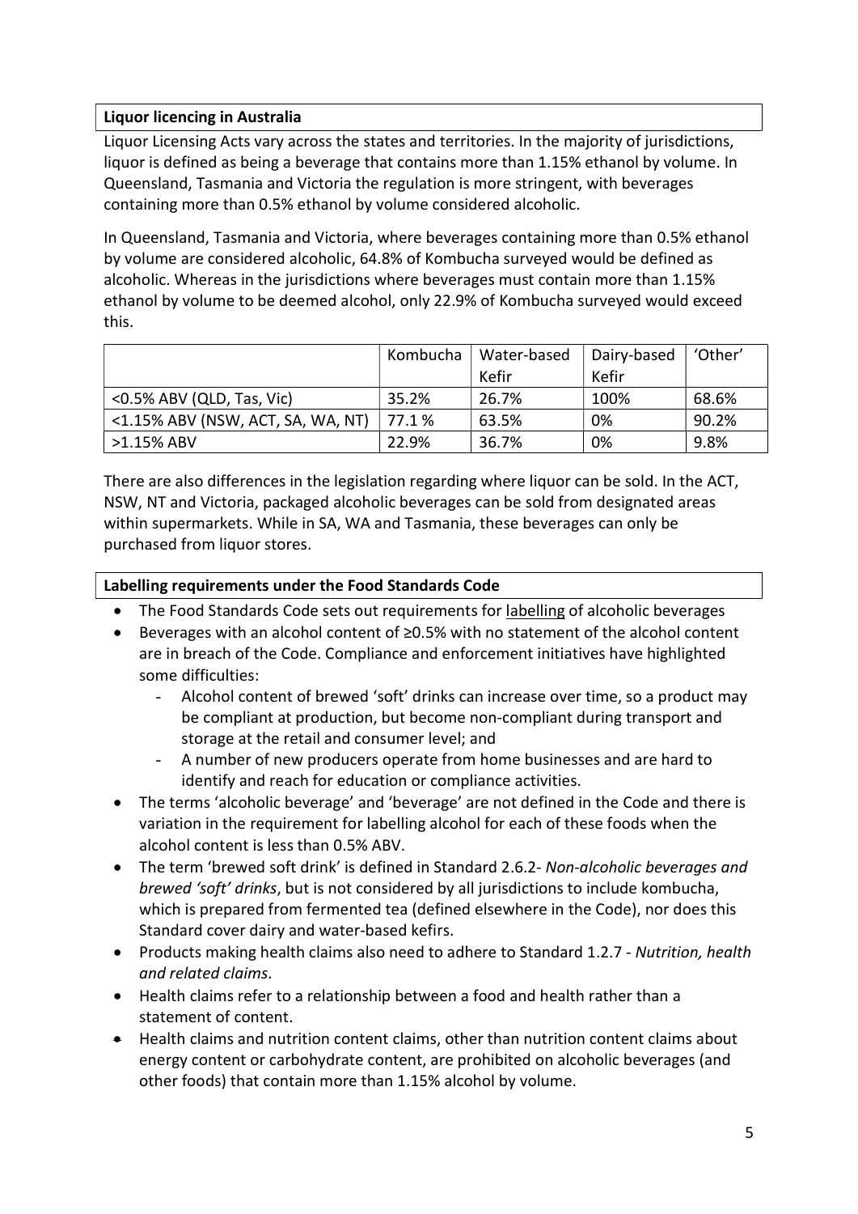## Liquor licencing in Australia

Liquor Licensing Acts vary across the states and territories. In the majority of jurisdictions, liquor is defined as being a beverage that contains more than 1.15% ethanol by volume. In Queensland, Tasmania and Victoria the regulation is more stringent, with beverages containing more than 0.5% ethanol by volume considered alcoholic.

In Queensland, Tasmania and Victoria, where beverages containing more than 0.5% ethanol by volume are considered alcoholic, 64.8% of Kombucha surveyed would be defined as alcoholic. Whereas in the jurisdictions where beverages must contain more than 1.15% ethanol by volume to be deemed alcohol, only 22.9% of Kombucha surveyed would exceed this.

| | Kombucha | Water-based Kefir | Dairy-based Kefir | 'Other' |
|---|---|---|---|---|
| <0.5% ABV (QLD, Tas, Vic) | 35.2% | 26.7% | 100% | 68.6% |
| <1.15% ABV (NSW, ACT, SA, WA, NT) | 77.1 % | 63.5% | 0% | 90.2% |
| >1.15% ABV | 22.9% | 36.7% | 0% | 9.8% |

There are also differences in the legislation regarding where liquor can be sold. In the ACT, NSW, NT and Victoria, packaged alcoholic beverages can be sold from designated areas within supermarkets. While in SA, WA and Tasmania, these beverages can only be purchased from liquor stores.

## Labelling requirements under the Food Standards Code

- The Food Standards Code sets out requirements for labelling of alcoholic beverages
- Beverages with an alcohol content of ≥0.5% with no statement of the alcohol content are in breach of the Code. Compliance and enforcement initiatives have highlighted some difficulties:
  - Alcohol content of brewed 'soft' drinks can increase over time, so a product may be compliant at production, but become non-compliant during transport and storage at the retail and consumer level; and
  - A number of new producers operate from home businesses and are hard to identify and reach for education or compliance activities.
- The terms 'alcoholic beverage' and 'beverage' are not defined in the Code and there is variation in the requirement for labelling alcohol for each of these foods when the alcohol content is less than 0.5% ABV.
- The term 'brewed soft drink' is defined in Standard 2.6.2- *Non-alcoholic beverages and brewed 'soft' drinks*, but is not considered by all jurisdictions to include kombucha, which is prepared from fermented tea (defined elsewhere in the Code), nor does this Standard cover dairy and water-based kefirs.
- Products making health claims also need to adhere to Standard 1.2.7 - *Nutrition, health and related claims*.
- Health claims refer to a relationship between a food and health rather than a statement of content.
- Health claims and nutrition content claims, other than nutrition content claims about energy content or carbohydrate content, are prohibited on alcoholic beverages (and other foods) that contain more than 1.15% alcohol by volume.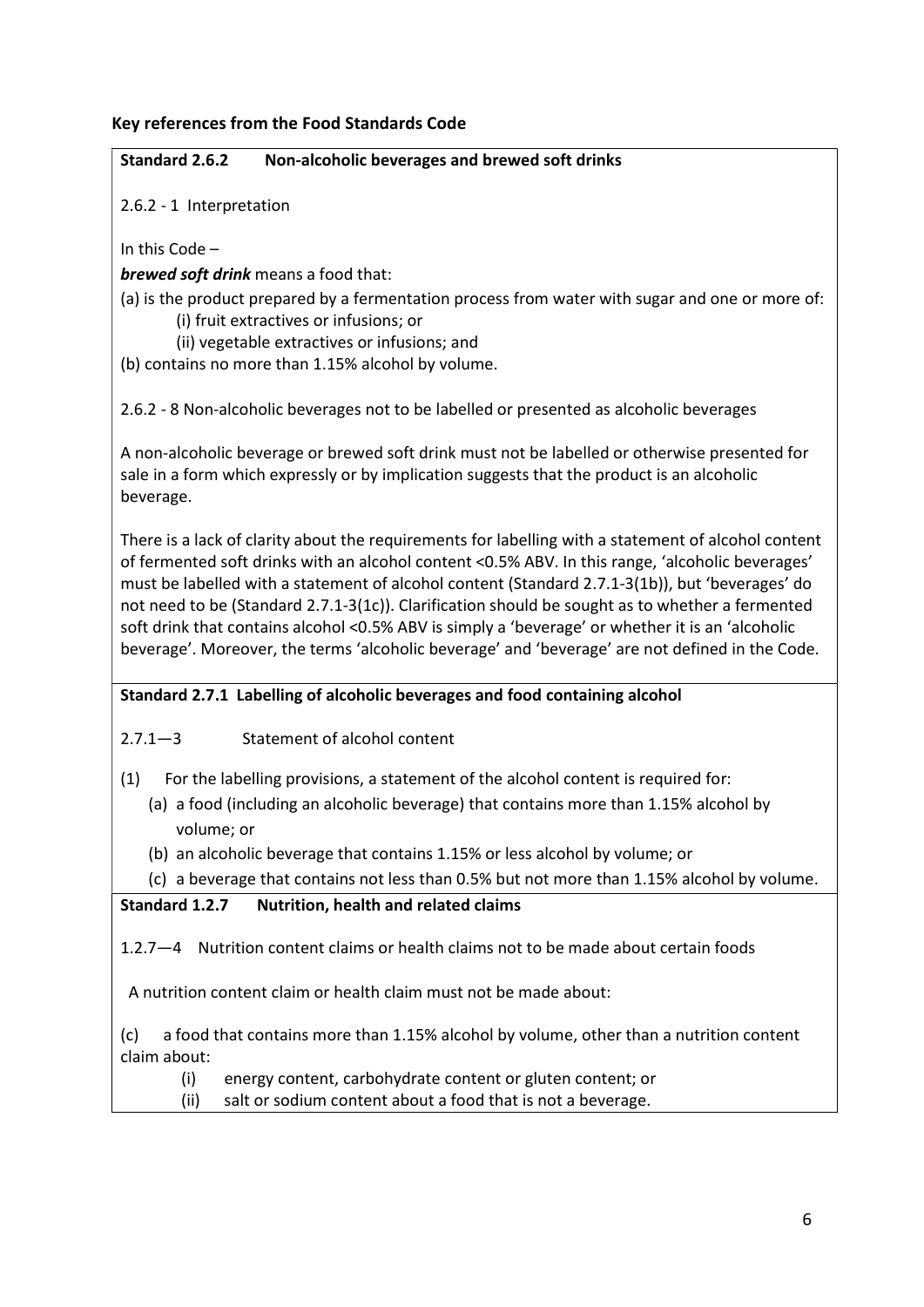**Key references from the Food Standards Code**

**Standard 2.6.2 Non-alcoholic beverages and brewed soft drinks**

2.6.2 - 1 Interpretation

In this Code –

***brewed soft drink*** means a food that:

(a) is the product prepared by a fermentation process from water with sugar and one or more of:

(i) fruit extractives or infusions; or

(ii) vegetable extractives or infusions; and

(b) contains no more than 1.15% alcohol by volume.

2.6.2 - 8 Non-alcoholic beverages not to be labelled or presented as alcoholic beverages

A non-alcoholic beverage or brewed soft drink must not be labelled or otherwise presented for sale in a form which expressly or by implication suggests that the product is an alcoholic beverage.

There is a lack of clarity about the requirements for labelling with a statement of alcohol content of fermented soft drinks with an alcohol content <0.5% ABV. In this range, 'alcoholic beverages' must be labelled with a statement of alcohol content (Standard 2.7.1-3(1b)), but 'beverages' do not need to be (Standard 2.7.1-3(1c)). Clarification should be sought as to whether a fermented soft drink that contains alcohol <0.5% ABV is simply a 'beverage' or whether it is an 'alcoholic beverage'. Moreover, the terms 'alcoholic beverage' and 'beverage' are not defined in the Code.

**Standard 2.7.1 Labelling of alcoholic beverages and food containing alcohol**

2.7.1—3 Statement of alcohol content

(1) For the labelling provisions, a statement of the alcohol content is required for:

(a) a food (including an alcoholic beverage) that contains more than 1.15% alcohol by volume; or

(b) an alcoholic beverage that contains 1.15% or less alcohol by volume; or

(c) a beverage that contains not less than 0.5% but not more than 1.15% alcohol by volume.

**Standard 1.2.7 Nutrition, health and related claims**

1.2.7—4 Nutrition content claims or health claims not to be made about certain foods

A nutrition content claim or health claim must not be made about:

(c) a food that contains more than 1.15% alcohol by volume, other than a nutrition content claim about:

(i) energy content, carbohydrate content or gluten content; or

(ii) salt or sodium content about a food that is not a beverage.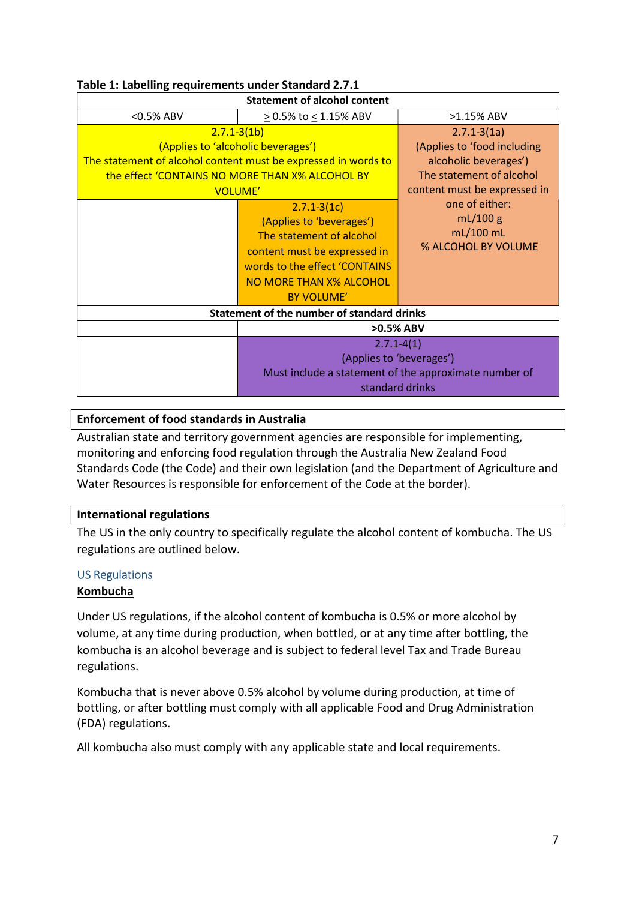**Table 1: Labelling requirements under Standard 2.7.1**

| Statement of alcohol content | | |
|---|---|---|
| <0.5% ABV | ≥ 0.5% to ≤ 1.15% ABV | >1.15% ABV |
| 2.7.1-3(1b) (Applies to 'alcoholic beverages') The statement of alcohol content must be expressed in words to the effect 'CONTAINS NO MORE THAN X% ALCOHOL BY VOLUME' | | 2.7.1-3(1a) (Applies to 'food including alcoholic beverages') The statement of alcohol content must be expressed in one of either: mL/100 g mL/100 mL % ALCOHOL BY VOLUME |
| | 2.7.1-3(1c) (Applies to 'beverages') The statement of alcohol content must be expressed in words to the effect 'CONTAINS NO MORE THAN X% ALCOHOL BY VOLUME' | |
| **Statement of the number of standard drinks** | | |
| | **>0.5% ABV** | |
| | 2.7.1-4(1) (Applies to 'beverages') Must include a statement of the approximate number of standard drinks | |

**Enforcement of food standards in Australia**

Australian state and territory government agencies are responsible for implementing, monitoring and enforcing food regulation through the Australia New Zealand Food Standards Code (the Code) and their own legislation (and the Department of Agriculture and Water Resources is responsible for enforcement of the Code at the border).

**International regulations**

The US in the only country to specifically regulate the alcohol content of kombucha. The US regulations are outlined below.

### US Regulations

**Kombucha**

Under US regulations, if the alcohol content of kombucha is 0.5% or more alcohol by volume, at any time during production, when bottled, or at any time after bottling, the kombucha is an alcohol beverage and is subject to federal level Tax and Trade Bureau regulations.

Kombucha that is never above 0.5% alcohol by volume during production, at time of bottling, or after bottling must comply with all applicable Food and Drug Administration (FDA) regulations.

All kombucha also must comply with any applicable state and local requirements.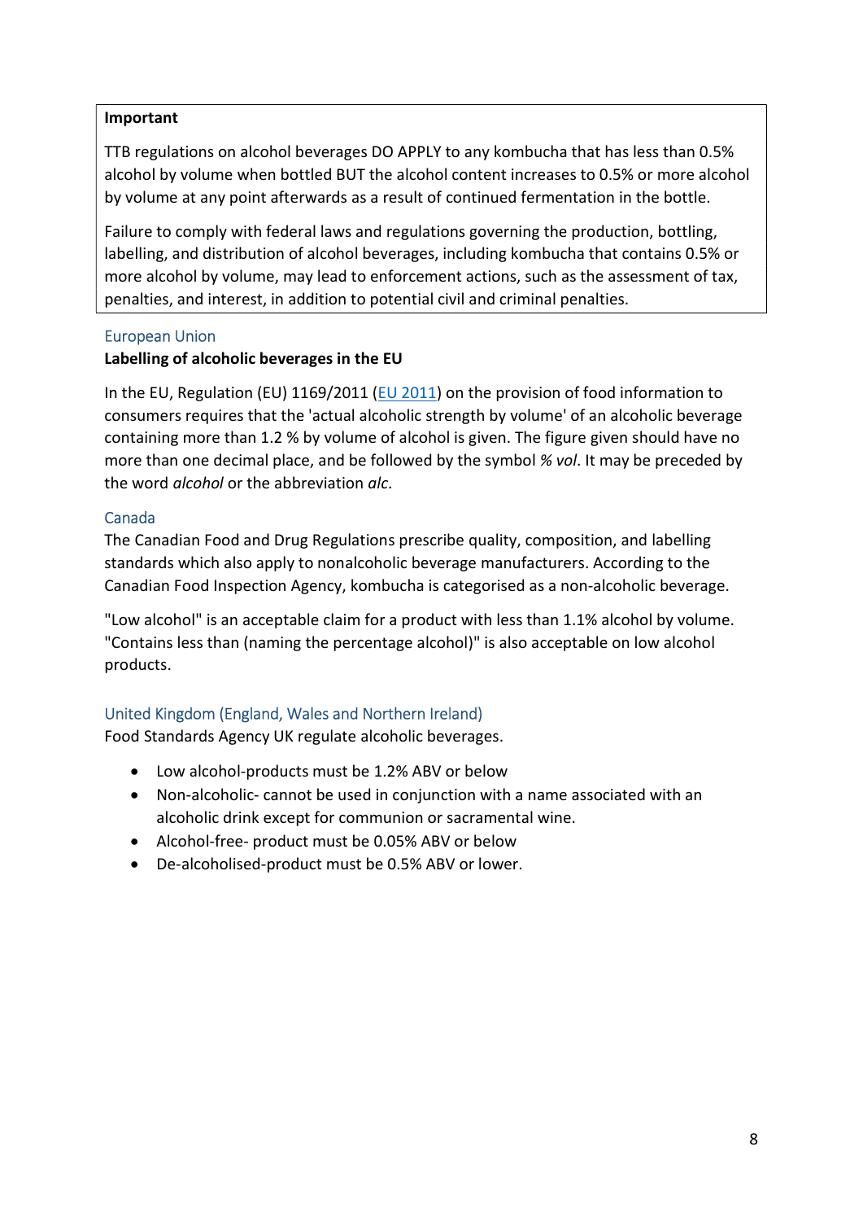> **Important**
>
> TTB regulations on alcohol beverages DO APPLY to any kombucha that has less than 0.5% alcohol by volume when bottled BUT the alcohol content increases to 0.5% or more alcohol by volume at any point afterwards as a result of continued fermentation in the bottle.
>
> Failure to comply with federal laws and regulations governing the production, bottling, labelling, and distribution of alcohol beverages, including kombucha that contains 0.5% or more alcohol by volume, may lead to enforcement actions, such as the assessment of tax, penalties, and interest, in addition to potential civil and criminal penalties.

### European Union

**Labelling of alcoholic beverages in the EU**

In the EU, Regulation (EU) 1169/2011 (EU 2011) on the provision of food information to consumers requires that the 'actual alcoholic strength by volume' of an alcoholic beverage containing more than 1.2 % by volume of alcohol is given. The figure given should have no more than one decimal place, and be followed by the symbol *% vol*. It may be preceded by the word *alcohol* or the abbreviation *alc*.

### Canada

The Canadian Food and Drug Regulations prescribe quality, composition, and labelling standards which also apply to nonalcoholic beverage manufacturers. According to the Canadian Food Inspection Agency, kombucha is categorised as a non-alcoholic beverage.

"Low alcohol" is an acceptable claim for a product with less than 1.1% alcohol by volume. "Contains less than (naming the percentage alcohol)" is also acceptable on low alcohol products.

### United Kingdom (England, Wales and Northern Ireland)

Food Standards Agency UK regulate alcoholic beverages.

- Low alcohol-products must be 1.2% ABV or below
- Non-alcoholic- cannot be used in conjunction with a name associated with an alcoholic drink except for communion or sacramental wine.
- Alcohol-free- product must be 0.05% ABV or below
- De-alcoholised-product must be 0.5% ABV or lower.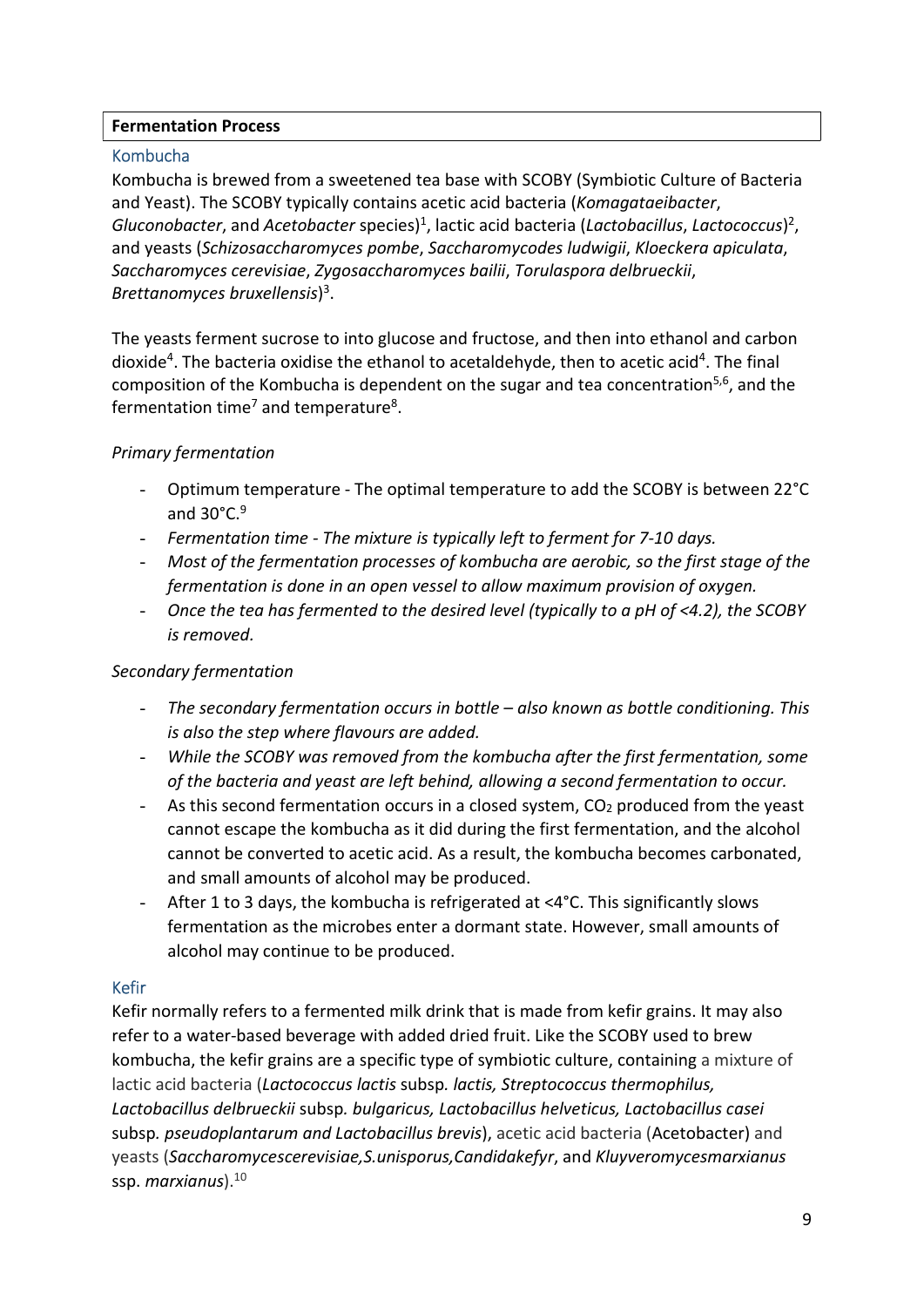**Fermentation Process**

## Kombucha

Kombucha is brewed from a sweetened tea base with SCOBY (Symbiotic Culture of Bacteria and Yeast). The SCOBY typically contains acetic acid bacteria (*Komagataeibacter*, *Gluconobacter*, and *Acetobacter* species)[1], lactic acid bacteria (*Lactobacillus*, *Lactococcus*)[2], and yeasts (*Schizosaccharomyces pombe*, *Saccharomycodes ludwigii*, *Kloeckera apiculata*, *Saccharomyces cerevisiae*, *Zygosaccharomyces bailii*, *Torulaspora delbrueckii*, *Brettanomyces bruxellensis*)[3].

The yeasts ferment sucrose to into glucose and fructose, and then into ethanol and carbon dioxide[4]. The bacteria oxidise the ethanol to acetaldehyde, then to acetic acid[4]. The final composition of the Kombucha is dependent on the sugar and tea concentration[5,6], and the fermentation time[7] and temperature[8].

*Primary fermentation*

- Optimum temperature - The optimal temperature to add the SCOBY is between 22°C and 30°C.[9]
- *Fermentation time - The mixture is typically left to ferment for 7-10 days.*
- *Most of the fermentation processes of kombucha are aerobic, so the first stage of the fermentation is done in an open vessel to allow maximum provision of oxygen.*
- *Once the tea has fermented to the desired level (typically to a pH of <4.2), the SCOBY is removed.*

*Secondary fermentation*

- *The secondary fermentation occurs in bottle – also known as bottle conditioning. This is also the step where flavours are added.*
- *While the SCOBY was removed from the kombucha after the first fermentation, some of the bacteria and yeast are left behind, allowing a second fermentation to occur.*
- As this second fermentation occurs in a closed system, $CO_2$ produced from the yeast cannot escape the kombucha as it did during the first fermentation, and the alcohol cannot be converted to acetic acid. As a result, the kombucha becomes carbonated, and small amounts of alcohol may be produced.
- After 1 to 3 days, the kombucha is refrigerated at <4°C. This significantly slows fermentation as the microbes enter a dormant state. However, small amounts of alcohol may continue to be produced.

## Kefir

Kefir normally refers to a fermented milk drink that is made from kefir grains. It may also refer to a water-based beverage with added dried fruit. Like the SCOBY used to brew kombucha, the kefir grains are a specific type of symbiotic culture, containing a mixture of lactic acid bacteria (*Lactococcus lactis* subsp*. lactis, Streptococcus thermophilus, Lactobacillus delbrueckii* subsp*. bulgaricus, Lactobacillus helveticus, Lactobacillus casei* subsp*. pseudoplantarum and Lactobacillus brevis*), acetic acid bacteria (Acetobacter) and yeasts (*Saccharomycescerevisiae,S.unisporus,Candidakefyr*, and *Kluyveromycesmarxianus* ssp. *marxianus*).[10]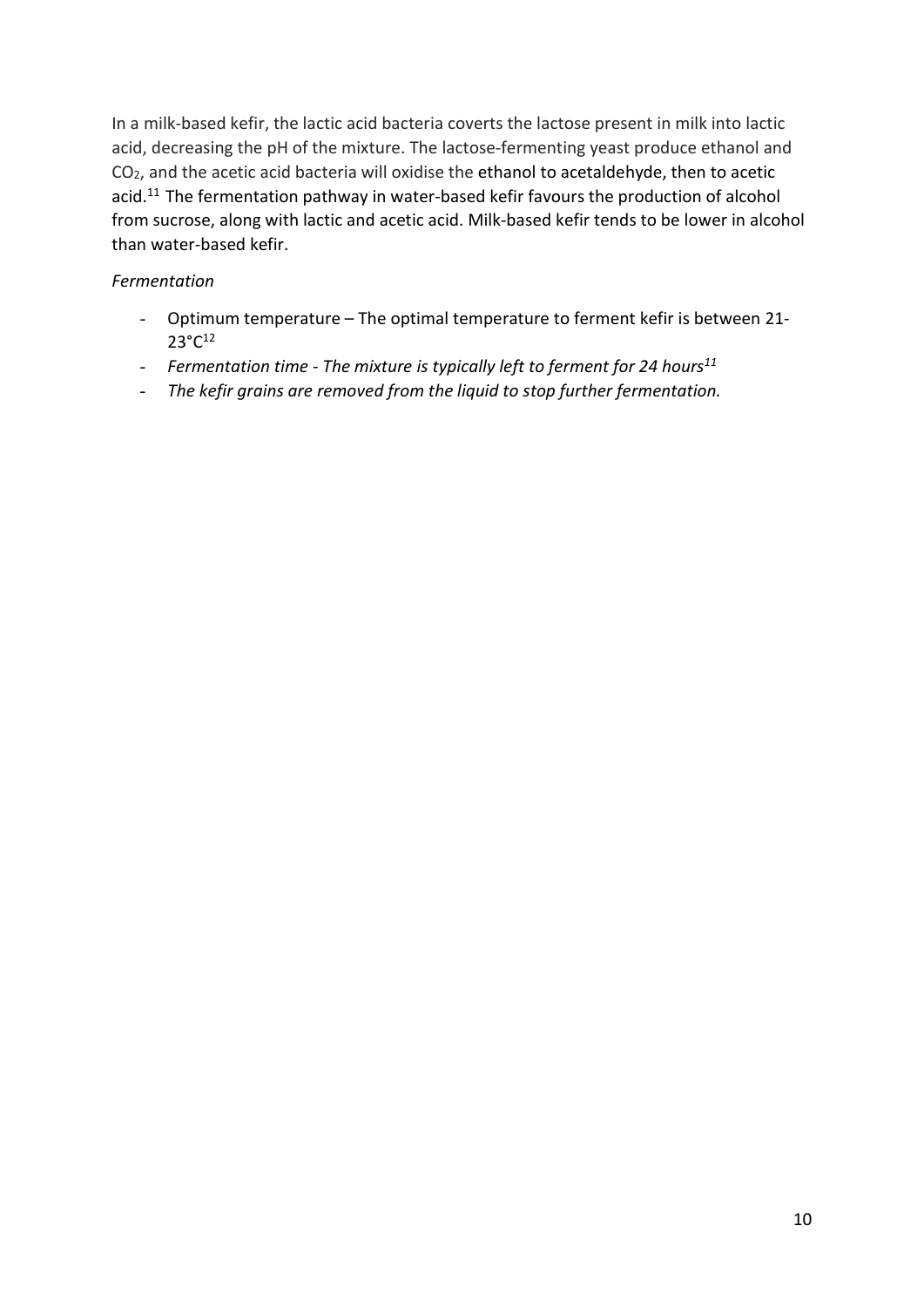In a milk-based kefir, the lactic acid bacteria coverts the lactose present in milk into lactic acid, decreasing the pH of the mixture. The lactose-fermenting yeast produce ethanol and $CO_2$, and the acetic acid bacteria will oxidise the ethanol to acetaldehyde, then to acetic acid.[11] The fermentation pathway in water-based kefir favours the production of alcohol from sucrose, along with lactic and acetic acid. Milk-based kefir tends to be lower in alcohol than water-based kefir.

*Fermentation*

- Optimum temperature – The optimal temperature to ferment kefir is between 21-23°C[12]
- *Fermentation time - The mixture is typically left to ferment for 24 hours*[11]
- *The kefir grains are removed from the liquid to stop further fermentation.*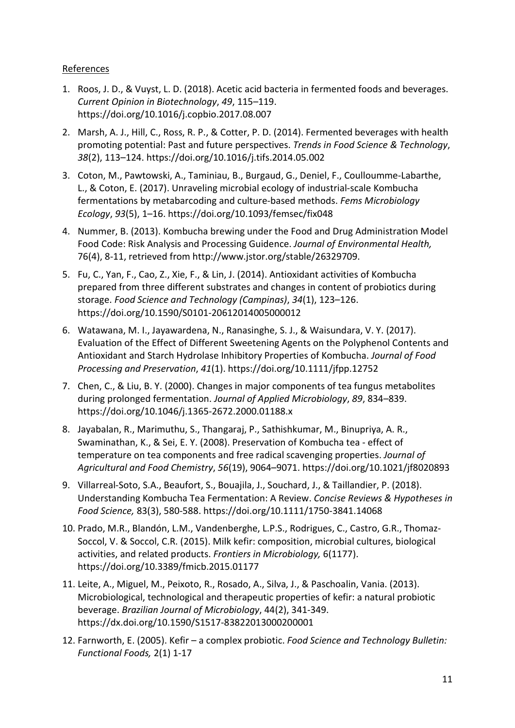References

1. Roos, J. D., & Vuyst, L. D. (2018). Acetic acid bacteria in fermented foods and beverages. *Current Opinion in Biotechnology*, *49*, 115–119. https://doi.org/10.1016/j.copbio.2017.08.007
2. Marsh, A. J., Hill, C., Ross, R. P., & Cotter, P. D. (2014). Fermented beverages with health promoting potential: Past and future perspectives. *Trends in Food Science & Technology*, *38*(2), 113–124. https://doi.org/10.1016/j.tifs.2014.05.002
3. Coton, M., Pawtowski, A., Taminiau, B., Burgaud, G., Deniel, F., Coulloumme-Labarthe, L., & Coton, E. (2017). Unraveling microbial ecology of industrial-scale Kombucha fermentations by metabarcoding and culture-based methods. *Fems Microbiology Ecology*, *93*(5), 1–16. https://doi.org/10.1093/femsec/fix048
4. Nummer, B. (2013). Kombucha brewing under the Food and Drug Administration Model Food Code: Risk Analysis and Processing Guidence. *Journal of Environmental Health,* 76(4), 8-11, retrieved from http://www.jstor.org/stable/26329709.
5. Fu, C., Yan, F., Cao, Z., Xie, F., & Lin, J. (2014). Antioxidant activities of Kombucha prepared from three different substrates and changes in content of probiotics during storage. *Food Science and Technology (Campinas)*, *34*(1), 123–126. https://doi.org/10.1590/S0101-20612014005000012
6. Watawana, M. I., Jayawardena, N., Ranasinghe, S. J., & Waisundara, V. Y. (2017). Evaluation of the Effect of Different Sweetening Agents on the Polyphenol Contents and Antioxidant and Starch Hydrolase Inhibitory Properties of Kombucha. *Journal of Food Processing and Preservation*, *41*(1). https://doi.org/10.1111/jfpp.12752
7. Chen, C., & Liu, B. Y. (2000). Changes in major components of tea fungus metabolites during prolonged fermentation. *Journal of Applied Microbiology*, *89*, 834–839. https://doi.org/10.1046/j.1365-2672.2000.01188.x
8. Jayabalan, R., Marimuthu, S., Thangaraj, P., Sathishkumar, M., Binupriya, A. R., Swaminathan, K., & Sei, E. Y. (2008). Preservation of Kombucha tea - effect of temperature on tea components and free radical scavenging properties. *Journal of Agricultural and Food Chemistry*, *56*(19), 9064–9071. https://doi.org/10.1021/jf8020893
9. Villarreal-Soto, S.A., Beaufort, S., Bouajila, J., Souchard, J., & Taillandier, P. (2018). Understanding Kombucha Tea Fermentation: A Review. *Concise Reviews & Hypotheses in Food Science,* 83(3), 580-588. https://doi.org/10.1111/1750-3841.14068
10. Prado, M.R., Blandón, L.M., Vandenberghe, L.P.S., Rodrigues, C., Castro, G.R., Thomaz-Soccol, V. & Soccol, C.R. (2015). Milk kefir: composition, microbial cultures, biological activities, and related products. *Frontiers in Microbiology,* 6(1177). https://doi.org/10.3389/fmicb.2015.01177
11. Leite, A., Miguel, M., Peixoto, R., Rosado, A., Silva, J., & Paschoalin, Vania. (2013). Microbiological, technological and therapeutic properties of kefir: a natural probiotic beverage. *Brazilian Journal of Microbiology*, 44(2), 341-349. https://dx.doi.org/10.1590/S1517-83822013000200001
12. Farnworth, E. (2005). Kefir – a complex probiotic. *Food Science and Technology Bulletin: Functional Foods,* 2(1) 1-17